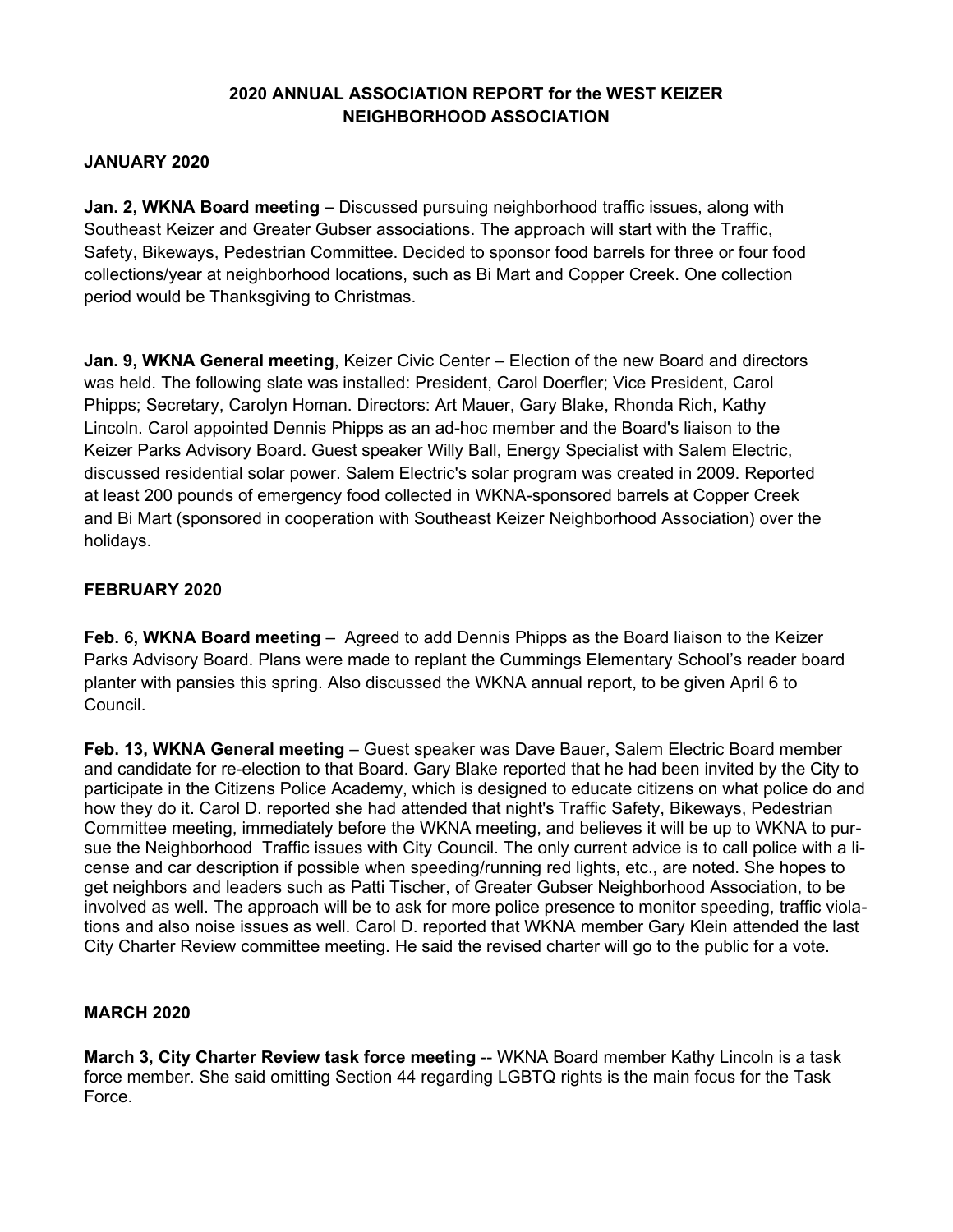# 2020 ANNUAL ASSOCIATION REPORT for the WEST KEIZER NEIGHBORHOOD ASSOCIATION

## JANUARY 2020

**Jan. 2, WKNA Board meeting –** Discussed pursuing neighborhood traffic issues, along with Southeast Keizer and Greater Gubser associations. The approach will start with the Traffic, Safety, Bikeways, Pedestrian Committee. Decided to sponsor food barrels for three or four food collections/year at neighborhood locations, such as Bi Mart and Copper Creek. One collection period would be Thanksgiving to Christmas.

**Jan. 9, WKNA General meeting**, Keizer Civic Center – Election of the new Board and directors was held. The following slate was installed: President, Carol Doerfler; Vice President, Carol Phipps; Secretary, Carolyn Homan. Directors: Art Mauer, Gary Blake, Rhonda Rich, Kathy Lincoln. Carol appointed Dennis Phipps as an ad-hoc member and the Board's liaison to the Keizer Parks Advisory Board. Guest speaker Willy Ball, Energy Specialist with Salem Electric, discussed residential solar power. Salem Electric's solar program was created in 2009. Reported at least 200 pounds of emergency food collected in WKNA-sponsored barrels at Copper Creek and Bi Mart (sponsored in cooperation with Southeast Keizer Neighborhood Association) over the holidays.

## FEBRUARY 2020

**Feb. 6, WKNA Board meeting** – Agreed to add Dennis Phipps as the Board liaison to the Keizer Parks Advisory Board. Plans were made to replant the Cummings Elementary School's reader board planter with pansies this spring. Also discussed the WKNA annual report, to be given April 6 to Council.

**Feb. 13, WKNA General meeting** – Guest speaker was Dave Bauer, Salem Electric Board member and candidate for re-election to that Board. Gary Blake reported that he had been invited by the City to participate in the Citizens Police Academy, which is designed to educate citizens on what police do and how they do it. Carol D. reported she had attended that night's Traffic Safety, Bikeways, Pedestrian Committee meeting, immediately before the WKNA meeting, and believes it will be up to WKNA to pursue the Neighborhood Traffic issues with City Council. The only current advice is to call police with a license and car description if possible when speeding/running red lights, etc., are noted. She hopes to get neighbors and leaders such as Patti Tischer, of Greater Gubser Neighborhood Association, to be involved as well. The approach will be to ask for more police presence to monitor speeding, traffic violations and also noise issues as well. Carol D. reported that WKNA member Gary Klein attended the last City Charter Review committee meeting. He said the revised charter will go to the public for a vote.

## MARCH 2020

**March 3, City Charter Review task force meeting** -- WKNA Board member Kathy Lincoln is a task force member. She said omitting Section 44 regarding LGBTQ rights is the main focus for the Task Force.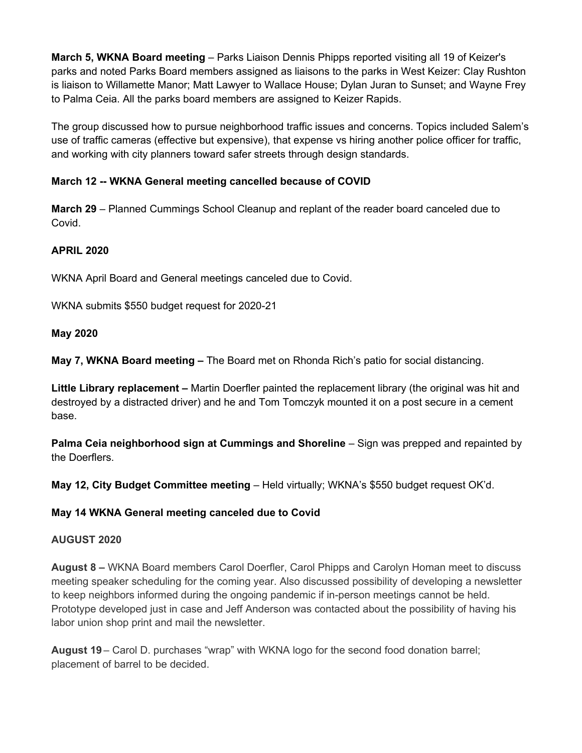**March 5, WKNA Board meeting** – Parks Liaison Dennis Phipps reported visiting all 19 of Keizer's parks and noted Parks Board members assigned as liaisons to the parks in West Keizer: Clay Rushton is liaison to Willamette Manor; Matt Lawyer to Wallace House; Dylan Juran to Sunset; and Wayne Frey to Palma Ceia. All the parks board members are assigned to Keizer Rapids.

The group discussed how to pursue neighborhood traffic issues and concerns. Topics included Salem's use of traffic cameras (effective but expensive), that expense vs hiring another police officer for traffic, and working with city planners toward safer streets through design standards.

**March 12 -- WKNA General meeting cancelled because of COVID**

**March 29** – Planned Cummings School Cleanup and replant of the reader board canceled due to Covid.

**APRIL 2020**

WKNA April Board and General meetings canceled due to Covid.

WKNA submits $550 budget request for 2020-21

**May 2020**

**May 7, WKNA Board meeting –** The Board met on Rhonda Rich's patio for social distancing.

**Little Library replacement –** Martin Doerfler painted the replacement library (the original was hit and destroyed by a distracted driver) and he and Tom Tomczyk mounted it on a post secure in a cement base.

**Palma Ceia neighborhood sign at Cummings and Shoreline** – Sign was prepped and repainted by the Doerflers.

**May 12, City Budget Committee meeting** – Held virtually; WKNA's $550 budget request OK'd.

**May 14 WKNA General meeting canceled due to Covid**

**AUGUST 2020**

**August 8 –** WKNA Board members Carol Doerfler, Carol Phipps and Carolyn Homan meet to discuss meeting speaker scheduling for the coming year. Also discussed possibility of developing a newsletter to keep neighbors informed during the ongoing pandemic if in-person meetings cannot be held. Prototype developed just in case and Jeff Anderson was contacted about the possibility of having his labor union shop print and mail the newsletter.

**August 19** – Carol D. purchases "wrap" with WKNA logo for the second food donation barrel; placement of barrel to be decided.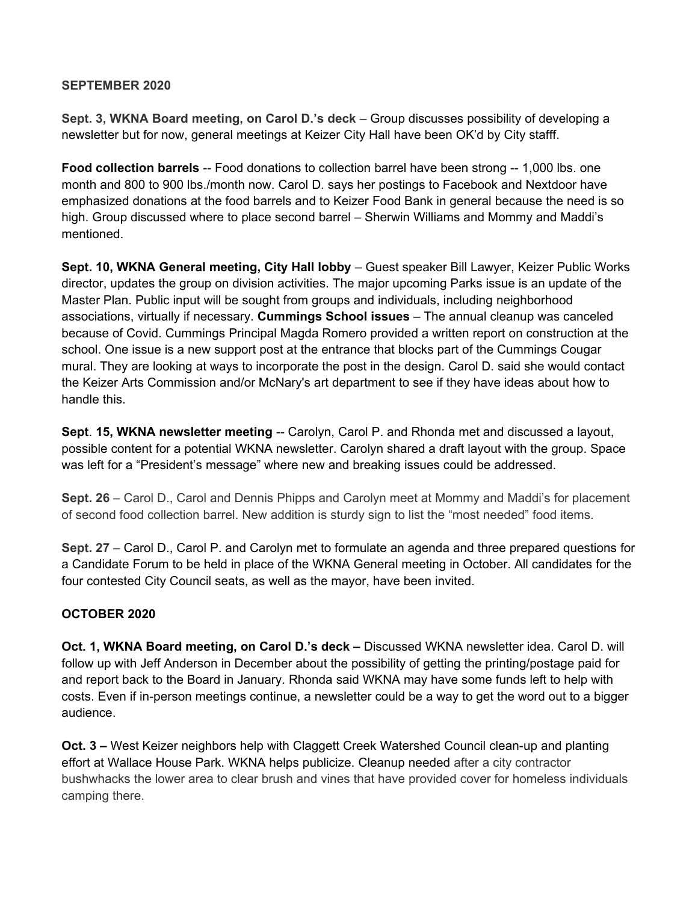**SEPTEMBER 2020**

**Sept. 3, WKNA Board meeting, on Carol D.'s deck** – Group discusses possibility of developing a newsletter but for now, general meetings at Keizer City Hall have been OK'd by City stafff.

**Food collection barrels** -- Food donations to collection barrel have been strong -- 1,000 lbs. one month and 800 to 900 lbs./month now. Carol D. says her postings to Facebook and Nextdoor have emphasized donations at the food barrels and to Keizer Food Bank in general because the need is so high. Group discussed where to place second barrel – Sherwin Williams and Mommy and Maddi's mentioned.

**Sept. 10, WKNA General meeting, City Hall lobby** – Guest speaker Bill Lawyer, Keizer Public Works director, updates the group on division activities. The major upcoming Parks issue is an update of the Master Plan. Public input will be sought from groups and individuals, including neighborhood associations, virtually if necessary. **Cummings School issues** – The annual cleanup was canceled because of Covid. Cummings Principal Magda Romero provided a written report on construction at the school. One issue is a new support post at the entrance that blocks part of the Cummings Cougar mural. They are looking at ways to incorporate the post in the design. Carol D. said she would contact the Keizer Arts Commission and/or McNary's art department to see if they have ideas about how to handle this.

**Sept. 15, WKNA newsletter meeting** -- Carolyn, Carol P. and Rhonda met and discussed a layout, possible content for a potential WKNA newsletter. Carolyn shared a draft layout with the group. Space was left for a "President's message" where new and breaking issues could be addressed.

**Sept. 26** – Carol D., Carol and Dennis Phipps and Carolyn meet at Mommy and Maddi's for placement of second food collection barrel. New addition is sturdy sign to list the "most needed" food items.

**Sept. 27** – Carol D., Carol P. and Carolyn met to formulate an agenda and three prepared questions for a Candidate Forum to be held in place of the WKNA General meeting in October. All candidates for the four contested City Council seats, as well as the mayor, have been invited.

**OCTOBER 2020**

**Oct. 1, WKNA Board meeting, on Carol D.'s deck –** Discussed WKNA newsletter idea. Carol D. will follow up with Jeff Anderson in December about the possibility of getting the printing/postage paid for and report back to the Board in January. Rhonda said WKNA may have some funds left to help with costs. Even if in-person meetings continue, a newsletter could be a way to get the word out to a bigger audience.

**Oct. 3 –** West Keizer neighbors help with Claggett Creek Watershed Council clean-up and planting effort at Wallace House Park. WKNA helps publicize. Cleanup needed after a city contractor bushwhacks the lower area to clear brush and vines that have provided cover for homeless individuals camping there.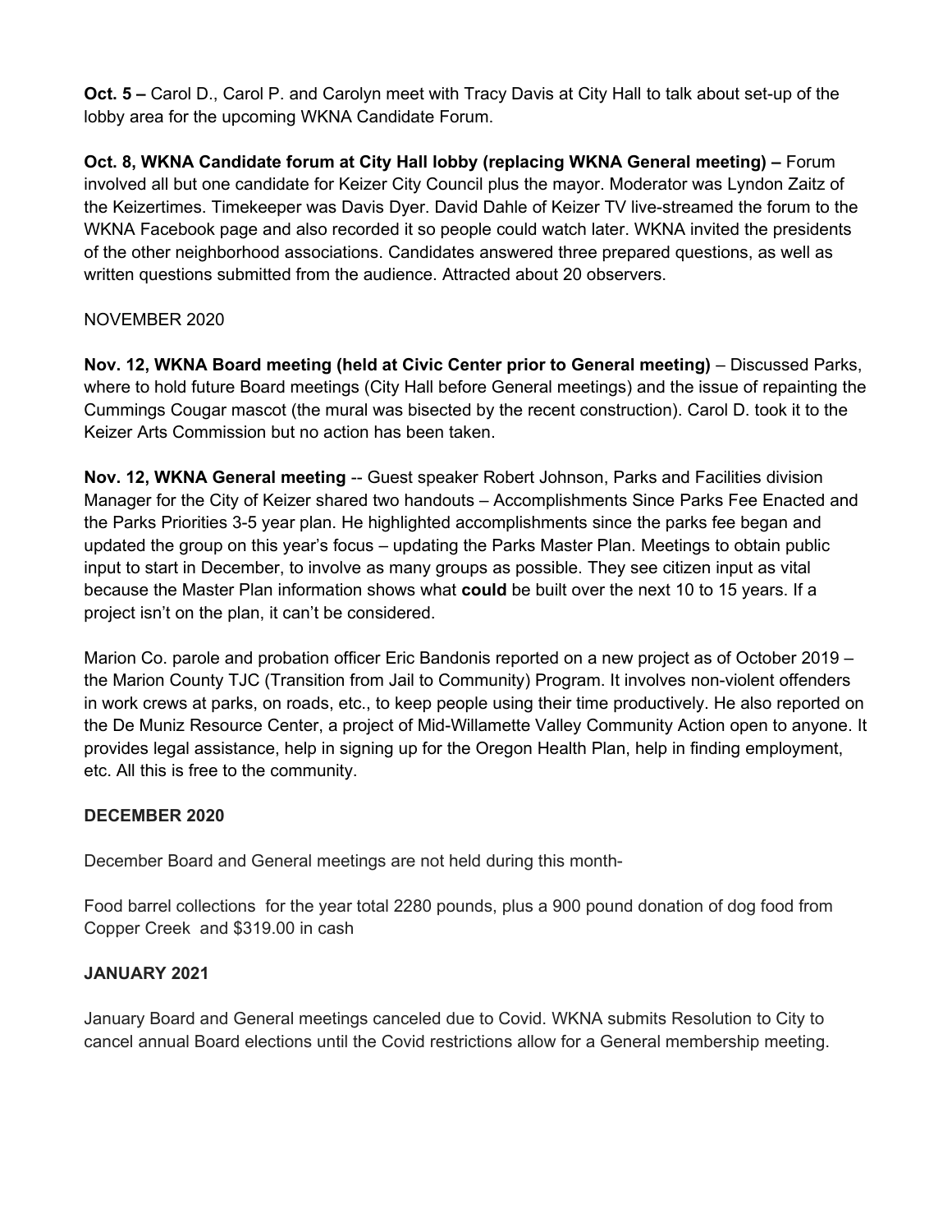**Oct. 5 –** Carol D., Carol P. and Carolyn meet with Tracy Davis at City Hall to talk about set-up of the lobby area for the upcoming WKNA Candidate Forum.

**Oct. 8, WKNA Candidate forum at City Hall lobby (replacing WKNA General meeting) –** Forum involved all but one candidate for Keizer City Council plus the mayor. Moderator was Lyndon Zaitz of the Keizertimes. Timekeeper was Davis Dyer. David Dahle of Keizer TV live-streamed the forum to the WKNA Facebook page and also recorded it so people could watch later. WKNA invited the presidents of the other neighborhood associations. Candidates answered three prepared questions, as well as written questions submitted from the audience. Attracted about 20 observers.

NOVEMBER 2020

**Nov. 12, WKNA Board meeting (held at Civic Center prior to General meeting)** – Discussed Parks, where to hold future Board meetings (City Hall before General meetings) and the issue of repainting the Cummings Cougar mascot (the mural was bisected by the recent construction). Carol D. took it to the Keizer Arts Commission but no action has been taken.

**Nov. 12, WKNA General meeting** -- Guest speaker Robert Johnson, Parks and Facilities division Manager for the City of Keizer shared two handouts – Accomplishments Since Parks Fee Enacted and the Parks Priorities 3-5 year plan. He highlighted accomplishments since the parks fee began and updated the group on this year's focus – updating the Parks Master Plan. Meetings to obtain public input to start in December, to involve as many groups as possible. They see citizen input as vital because the Master Plan information shows what **could** be built over the next 10 to 15 years. If a project isn't on the plan, it can't be considered.

Marion Co. parole and probation officer Eric Bandonis reported on a new project as of October 2019 – the Marion County TJC (Transition from Jail to Community) Program. It involves non-violent offenders in work crews at parks, on roads, etc., to keep people using their time productively. He also reported on the De Muniz Resource Center, a project of Mid-Willamette Valley Community Action open to anyone. It provides legal assistance, help in signing up for the Oregon Health Plan, help in finding employment, etc. All this is free to the community.

**DECEMBER 2020**

December Board and General meetings are not held during this month-

Food barrel collections for the year total 2280 pounds, plus a 900 pound donation of dog food from Copper Creek and $319.00 in cash

**JANUARY 2021**

January Board and General meetings canceled due to Covid. WKNA submits Resolution to City to cancel annual Board elections until the Covid restrictions allow for a General membership meeting.